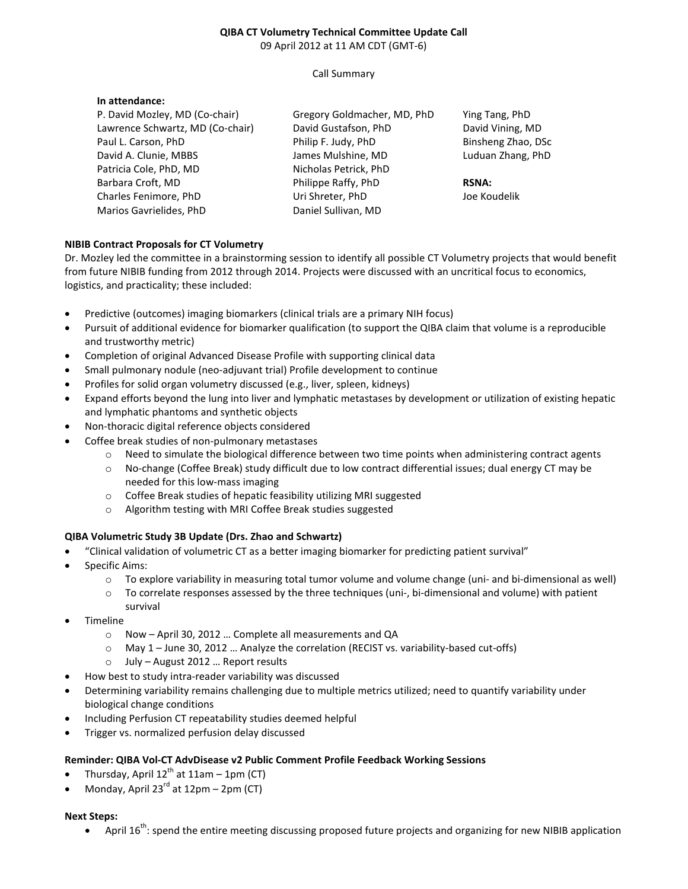# QIBA CT Volumetry Technical Committee Update Call

09 April 2012 at 11 AM CDT (GMT-6)

Call Summary

**In attendance:**

P. David Mozley, MD (Co-chair)
Lawrence Schwartz, MD (Co-chair)
Paul L. Carson, PhD
David A. Clunie, MBBS
Patricia Cole, PhD, MD
Barbara Croft, MD
Charles Fenimore, PhD
Marios Gavrielides, PhD
Gregory Goldmacher, MD, PhD
David Gustafson, PhD
Philip F. Judy, PhD
James Mulshine, MD
Nicholas Petrick, PhD
Philippe Raffy, PhD
Uri Shreter, PhD
Daniel Sullivan, MD
Ying Tang, PhD
David Vining, MD
Binsheng Zhao, DSc
Luduan Zhang, PhD

**RSNA:**
Joe Koudelik

**NIBIB Contract Proposals for CT Volumetry**

Dr. Mozley led the committee in a brainstorming session to identify all possible CT Volumetry projects that would benefit from future NIBIB funding from 2012 through 2014. Projects were discussed with an uncritical focus to economics, logistics, and practicality; these included:

- Predictive (outcomes) imaging biomarkers (clinical trials are a primary NIH focus)
- Pursuit of additional evidence for biomarker qualification (to support the QIBA claim that volume is a reproducible and trustworthy metric)
- Completion of original Advanced Disease Profile with supporting clinical data
- Small pulmonary nodule (neo-adjuvant trial) Profile development to continue
- Profiles for solid organ volumetry discussed (e.g., liver, spleen, kidneys)
- Expand efforts beyond the lung into liver and lymphatic metastases by development or utilization of existing hepatic and lymphatic phantoms and synthetic objects
- Non-thoracic digital reference objects considered
- Coffee break studies of non-pulmonary metastases
    - Need to simulate the biological difference between two time points when administering contract agents
    - No-change (Coffee Break) study difficult due to low contract differential issues; dual energy CT may be needed for this low-mass imaging
    - Coffee Break studies of hepatic feasibility utilizing MRI suggested
    - Algorithm testing with MRI Coffee Break studies suggested

**QIBA Volumetric Study 3B Update (Drs. Zhao and Schwartz)**

- "Clinical validation of volumetric CT as a better imaging biomarker for predicting patient survival"
- Specific Aims:
    - To explore variability in measuring total tumor volume and volume change (uni- and bi-dimensional as well)
    - To correlate responses assessed by the three techniques (uni-, bi-dimensional and volume) with patient survival
- Timeline
    - Now – April 30, 2012 … Complete all measurements and QA
    - May 1 – June 30, 2012 … Analyze the correlation (RECIST vs. variability-based cut-offs)
    - July – August 2012 … Report results
- How best to study intra-reader variability was discussed
- Determining variability remains challenging due to multiple metrics utilized; need to quantify variability under biological change conditions
- Including Perfusion CT repeatability studies deemed helpful
- Trigger vs. normalized perfusion delay discussed

**Reminder: QIBA Vol-CT AdvDisease v2 Public Comment Profile Feedback Working Sessions**

- Thursday, April 12th at 11am – 1pm (CT)
- Monday, April 23rd at 12pm – 2pm (CT)

**Next Steps:**

- April 16th: spend the entire meeting discussing proposed future projects and organizing for new NIBIB application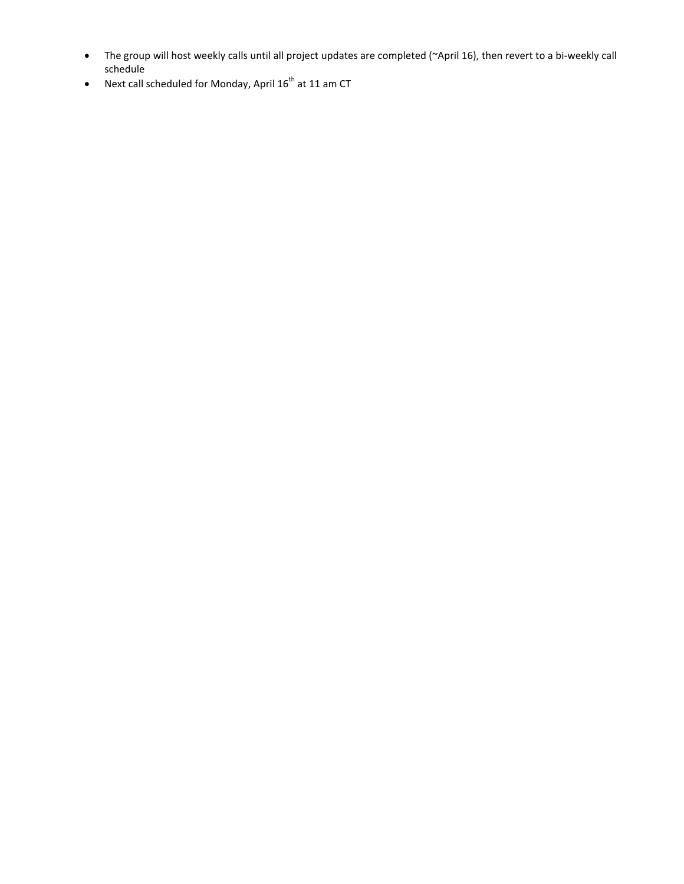- The group will host weekly calls until all project updates are completed (~April 16), then revert to a bi-weekly call schedule
- Next call scheduled for Monday, April 16th at 11 am CT